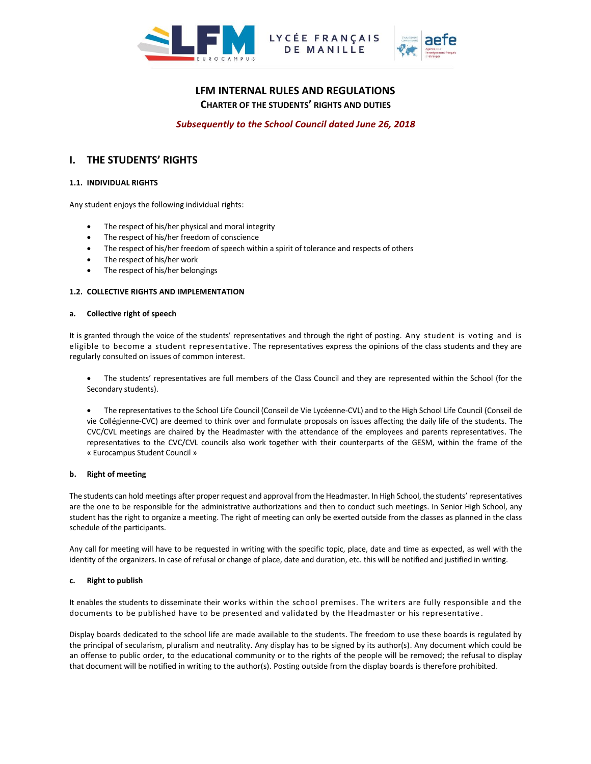LYCÉE FRANÇAIS DE MANILLE

# LFM INTERNAL RULES AND REGULATIONS

## CHARTER OF THE STUDENTS' RIGHTS AND DUTIES

***Subsequently to the School Council dated June 26, 2018***

## I. THE STUDENTS' RIGHTS

### 1.1. INDIVIDUAL RIGHTS

Any student enjoys the following individual rights:

- The respect of his/her physical and moral integrity
- The respect of his/her freedom of conscience
- The respect of his/her freedom of speech within a spirit of tolerance and respects of others
- The respect of his/her work
- The respect of his/her belongings

### 1.2. COLLECTIVE RIGHTS AND IMPLEMENTATION

#### a. Collective right of speech

It is granted through the voice of the students' representatives and through the right of posting. Any student is voting and is eligible to become a student representative. The representatives express the opinions of the class students and they are regularly consulted on issues of common interest.

- The students' representatives are full members of the Class Council and they are represented within the School (for the Secondary students).

- The representatives to the School Life Council (Conseil de Vie Lycéenne-CVL) and to the High School Life Council (Conseil de vie Collégienne-CVC) are deemed to think over and formulate proposals on issues affecting the daily life of the students. The CVC/CVL meetings are chaired by the Headmaster with the attendance of the employees and parents representatives. The representatives to the CVC/CVL councils also work together with their counterparts of the GESM, within the frame of the « Eurocampus Student Council »

#### b. Right of meeting

The students can hold meetings after proper request and approval from the Headmaster. In High School, the students' representatives are the one to be responsible for the administrative authorizations and then to conduct such meetings. In Senior High School, any student has the right to organize a meeting. The right of meeting can only be exerted outside from the classes as planned in the class schedule of the participants.

Any call for meeting will have to be requested in writing with the specific topic, place, date and time as expected, as well with the identity of the organizers. In case of refusal or change of place, date and duration, etc. this will be notified and justified in writing.

#### c. Right to publish

It enables the students to disseminate their works within the school premises. The writers are fully responsible and the documents to be published have to be presented and validated by the Headmaster or his representative.

Display boards dedicated to the school life are made available to the students. The freedom to use these boards is regulated by the principal of secularism, pluralism and neutrality. Any display has to be signed by its author(s). Any document which could be an offense to public order, to the educational community or to the rights of the people will be removed; the refusal to display that document will be notified in writing to the author(s). Posting outside from the display boards is therefore prohibited.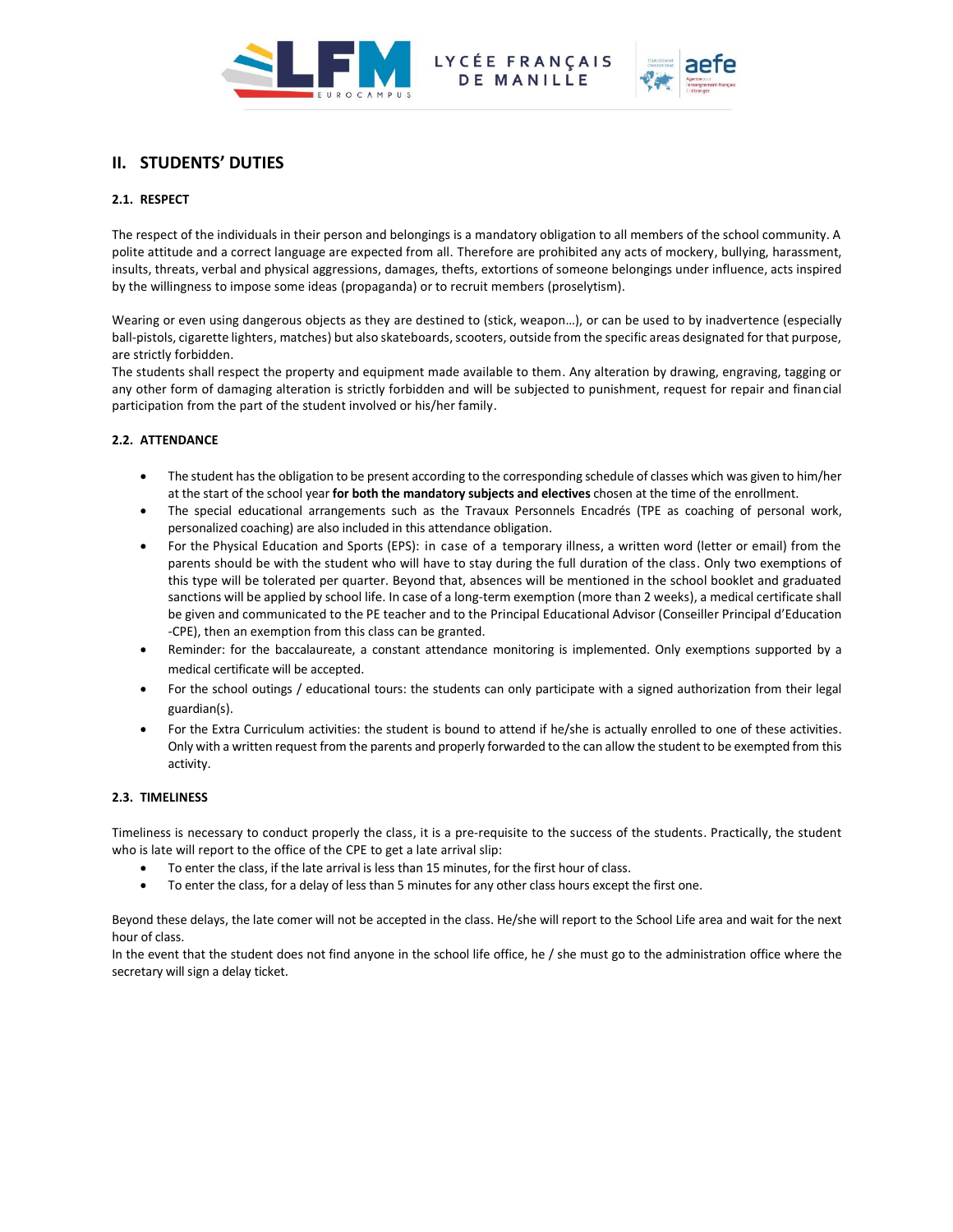## II. STUDENTS' DUTIES

### 2.1. RESPECT

The respect of the individuals in their person and belongings is a mandatory obligation to all members of the school community. A polite attitude and a correct language are expected from all. Therefore are prohibited any acts of mockery, bullying, harassment, insults, threats, verbal and physical aggressions, damages, thefts, extortions of someone belongings under influence, acts inspired by the willingness to impose some ideas (propaganda) or to recruit members (proselytism).

Wearing or even using dangerous objects as they are destined to (stick, weapon…), or can be used to by inadvertence (especially ball-pistols, cigarette lighters, matches) but also skateboards, scooters, outside from the specific areas designated for that purpose, are strictly forbidden.
The students shall respect the property and equipment made available to them. Any alteration by drawing, engraving, tagging or any other form of damaging alteration is strictly forbidden and will be subjected to punishment, request for repair and financial participation from the part of the student involved or his/her family.

### 2.2. ATTENDANCE

- The student has the obligation to be present according to the corresponding schedule of classes which was given to him/her at the start of the school year **for both the mandatory subjects and electives** chosen at the time of the enrollment.
- The special educational arrangements such as the Travaux Personnels Encadrés (TPE as coaching of personal work, personalized coaching) are also included in this attendance obligation.
- For the Physical Education and Sports (EPS): in case of a temporary illness, a written word (letter or email) from the parents should be with the student who will have to stay during the full duration of the class. Only two exemptions of this type will be tolerated per quarter. Beyond that, absences will be mentioned in the school booklet and graduated sanctions will be applied by school life. In case of a long-term exemption (more than 2 weeks), a medical certificate shall be given and communicated to the PE teacher and to the Principal Educational Advisor (Conseiller Principal d'Education -CPE), then an exemption from this class can be granted.
- Reminder: for the baccalaureate, a constant attendance monitoring is implemented. Only exemptions supported by a medical certificate will be accepted.
- For the school outings / educational tours: the students can only participate with a signed authorization from their legal guardian(s).
- For the Extra Curriculum activities: the student is bound to attend if he/she is actually enrolled to one of these activities. Only with a written request from the parents and properly forwarded to the can allow the student to be exempted from this activity.

### 2.3. TIMELINESS

Timeliness is necessary to conduct properly the class, it is a pre-requisite to the success of the students. Practically, the student who is late will report to the office of the CPE to get a late arrival slip:

- To enter the class, if the late arrival is less than 15 minutes, for the first hour of class.
- To enter the class, for a delay of less than 5 minutes for any other class hours except the first one.

Beyond these delays, the late comer will not be accepted in the class. He/she will report to the School Life area and wait for the next hour of class.
In the event that the student does not find anyone in the school life office, he / she must go to the administration office where the secretary will sign a delay ticket.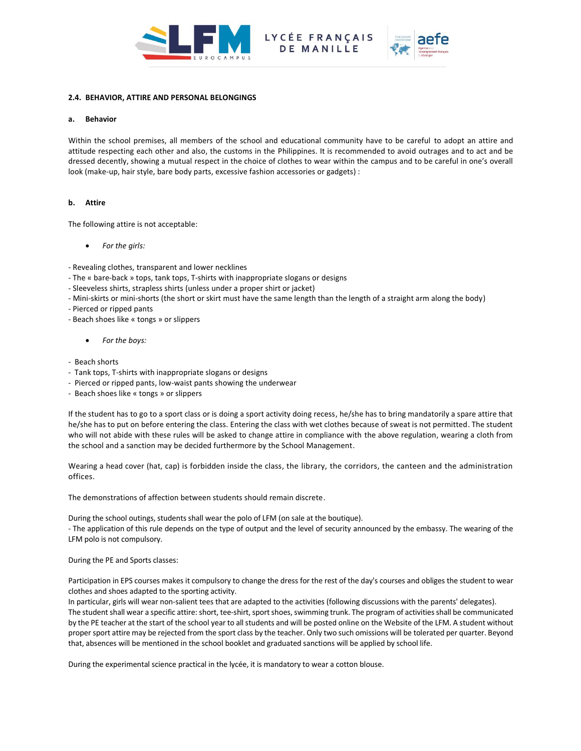#### 2.4. BEHAVIOR, ATTIRE AND PERSONAL BELONGINGS

**a. Behavior**

Within the school premises, all members of the school and educational community have to be careful to adopt an attire and attitude respecting each other and also, the customs in the Philippines. It is recommended to avoid outrages and to act and be dressed decently, showing a mutual respect in the choice of clothes to wear within the campus and to be careful in one's overall look (make-up, hair style, bare body parts, excessive fashion accessories or gadgets) :

**b. Attire**

The following attire is not acceptable:

- *For the girls:*

- Revealing clothes, transparent and lower necklines
- The « bare-back » tops, tank tops, T-shirts with inappropriate slogans or designs
- Sleeveless shirts, strapless shirts (unless under a proper shirt or jacket)
- Mini-skirts or mini-shorts (the short or skirt must have the same length than the length of a straight arm along the body)
- Pierced or ripped pants
- Beach shoes like « tongs » or slippers

- *For the boys:*

- Beach shorts
- Tank tops, T-shirts with inappropriate slogans or designs
- Pierced or ripped pants, low-waist pants showing the underwear
- Beach shoes like « tongs » or slippers

If the student has to go to a sport class or is doing a sport activity doing recess, he/she has to bring mandatorily a spare attire that he/she has to put on before entering the class. Entering the class with wet clothes because of sweat is not permitted. The student who will not abide with these rules will be asked to change attire in compliance with the above regulation, wearing a cloth from the school and a sanction may be decided furthermore by the School Management.

Wearing a head cover (hat, cap) is forbidden inside the class, the library, the corridors, the canteen and the administration offices.

The demonstrations of affection between students should remain discrete.

During the school outings, students shall wear the polo of LFM (on sale at the boutique).
- The application of this rule depends on the type of output and the level of security announced by the embassy. The wearing of the LFM polo is not compulsory.

During the PE and Sports classes:

Participation in EPS courses makes it compulsory to change the dress for the rest of the day's courses and obliges the student to wear clothes and shoes adapted to the sporting activity.
In particular, girls will wear non-salient tees that are adapted to the activities (following discussions with the parents' delegates).
The student shall wear a specific attire: short, tee-shirt, sport shoes, swimming trunk. The program of activities shall be communicated by the PE teacher at the start of the school year to all students and will be posted online on the Website of the LFM. A student without proper sport attire may be rejected from the sport class by the teacher. Only two such omissions will be tolerated per quarter. Beyond that, absences will be mentioned in the school booklet and graduated sanctions will be applied by school life.

During the experimental science practical in the lycée, it is mandatory to wear a cotton blouse.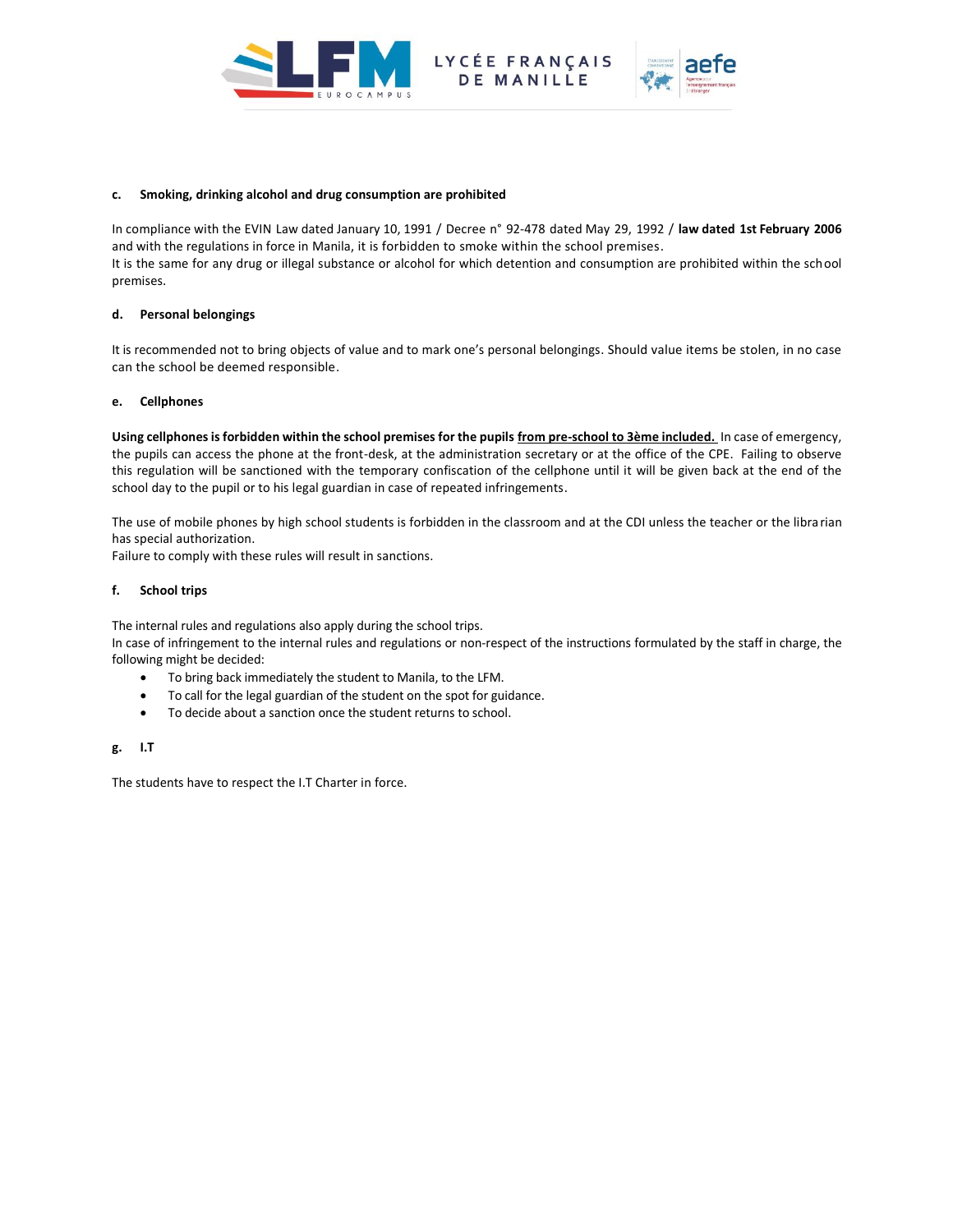**c. Smoking, drinking alcohol and drug consumption are prohibited**

In compliance with the EVIN Law dated January 10, 1991 / Decree n° 92-478 dated May 29, 1992 / **law dated 1st February 2006** and with the regulations in force in Manila, it is forbidden to smoke within the school premises.
It is the same for any drug or illegal substance or alcohol for which detention and consumption are prohibited within the school premises.

**d. Personal belongings**

It is recommended not to bring objects of value and to mark one's personal belongings. Should value items be stolen, in no case can the school be deemed responsible.

**e. Cellphones**

**Using cellphones is forbidden within the school premises for the pupils <u>from pre-school to 3ème included.</u>** In case of emergency, the pupils can access the phone at the front-desk, at the administration secretary or at the office of the CPE. Failing to observe this regulation will be sanctioned with the temporary confiscation of the cellphone until it will be given back at the end of the school day to the pupil or to his legal guardian in case of repeated infringements.

The use of mobile phones by high school students is forbidden in the classroom and at the CDI unless the teacher or the librarian has special authorization.
Failure to comply with these rules will result in sanctions.

**f. School trips**

The internal rules and regulations also apply during the school trips.
In case of infringement to the internal rules and regulations or non-respect of the instructions formulated by the staff in charge, the following might be decided:

- To bring back immediately the student to Manila, to the LFM.
- To call for the legal guardian of the student on the spot for guidance.
- To decide about a sanction once the student returns to school.

**g. I.T**

The students have to respect the I.T Charter in force.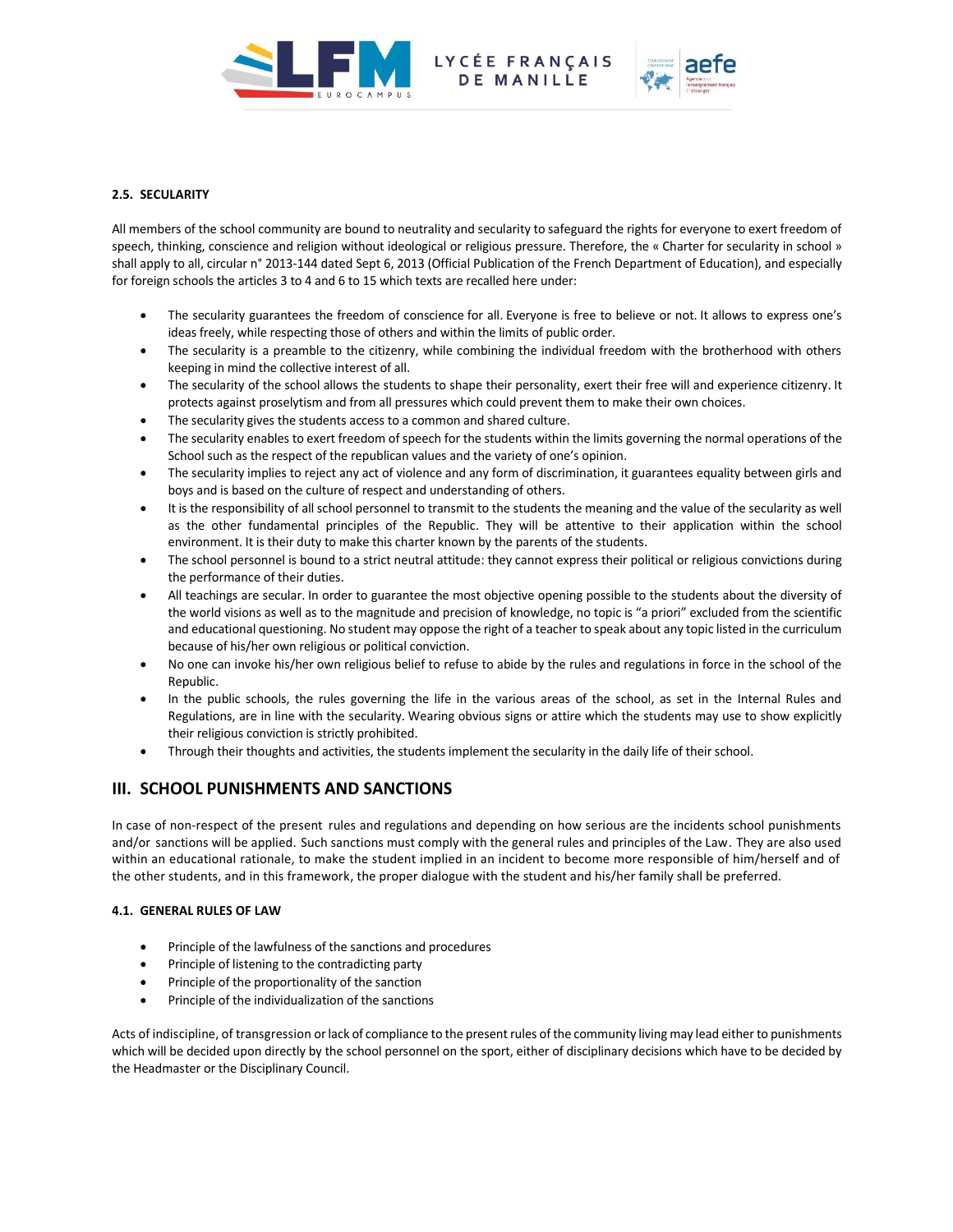#### 2.5. SECULARITY

All members of the school community are bound to neutrality and secularity to safeguard the rights for everyone to exert freedom of speech, thinking, conscience and religion without ideological or religious pressure. Therefore, the « Charter for secularity in school » shall apply to all, circular n° 2013-144 dated Sept 6, 2013 (Official Publication of the French Department of Education), and especially for foreign schools the articles 3 to 4 and 6 to 15 which texts are recalled here under:

- The secularity guarantees the freedom of conscience for all. Everyone is free to believe or not. It allows to express one's ideas freely, while respecting those of others and within the limits of public order.
- The secularity is a preamble to the citizenry, while combining the individual freedom with the brotherhood with others keeping in mind the collective interest of all.
- The secularity of the school allows the students to shape their personality, exert their free will and experience citizenry. It protects against proselytism and from all pressures which could prevent them to make their own choices.
- The secularity gives the students access to a common and shared culture.
- The secularity enables to exert freedom of speech for the students within the limits governing the normal operations of the School such as the respect of the republican values and the variety of one's opinion.
- The secularity implies to reject any act of violence and any form of discrimination, it guarantees equality between girls and boys and is based on the culture of respect and understanding of others.
- It is the responsibility of all school personnel to transmit to the students the meaning and the value of the secularity as well as the other fundamental principles of the Republic. They will be attentive to their application within the school environment. It is their duty to make this charter known by the parents of the students.
- The school personnel is bound to a strict neutral attitude: they cannot express their political or religious convictions during the performance of their duties.
- All teachings are secular. In order to guarantee the most objective opening possible to the students about the diversity of the world visions as well as to the magnitude and precision of knowledge, no topic is "a priori" excluded from the scientific and educational questioning. No student may oppose the right of a teacher to speak about any topic listed in the curriculum because of his/her own religious or political conviction.
- No one can invoke his/her own religious belief to refuse to abide by the rules and regulations in force in the school of the Republic.
- In the public schools, the rules governing the life in the various areas of the school, as set in the Internal Rules and Regulations, are in line with the secularity. Wearing obvious signs or attire which the students may use to show explicitly their religious conviction is strictly prohibited.
- Through their thoughts and activities, the students implement the secularity in the daily life of their school.

## III. SCHOOL PUNISHMENTS AND SANCTIONS

In case of non-respect of the present rules and regulations and depending on how serious are the incidents school punishments and/or sanctions will be applied. Such sanctions must comply with the general rules and principles of the Law. They are also used within an educational rationale, to make the student implied in an incident to become more responsible of him/herself and of the other students, and in this framework, the proper dialogue with the student and his/her family shall be preferred.

#### 4.1. GENERAL RULES OF LAW

- Principle of the lawfulness of the sanctions and procedures
- Principle of listening to the contradicting party
- Principle of the proportionality of the sanction
- Principle of the individualization of the sanctions

Acts of indiscipline, of transgression or lack of compliance to the present rules of the community living may lead either to punishments which will be decided upon directly by the school personnel on the sport, either of disciplinary decisions which have to be decided by the Headmaster or the Disciplinary Council.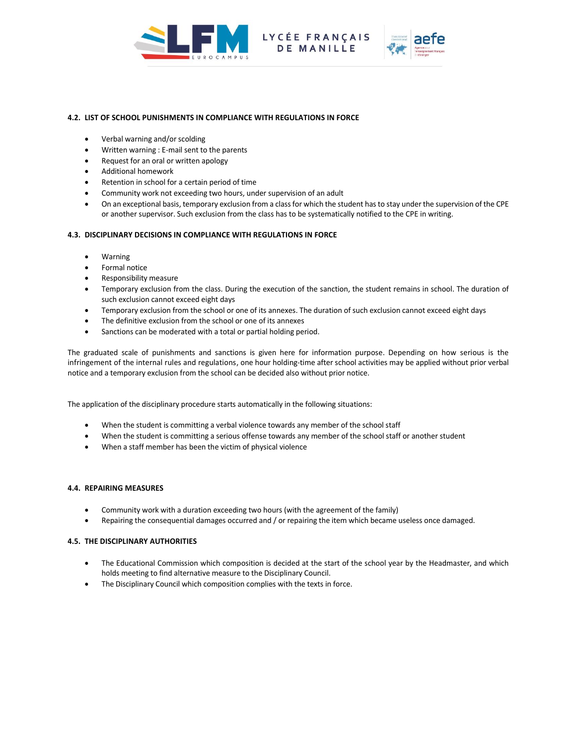### 4.2. LIST OF SCHOOL PUNISHMENTS IN COMPLIANCE WITH REGULATIONS IN FORCE

- Verbal warning and/or scolding
- Written warning : E-mail sent to the parents
- Request for an oral or written apology
- Additional homework
- Retention in school for a certain period of time
- Community work not exceeding two hours, under supervision of an adult
- On an exceptional basis, temporary exclusion from a class for which the student has to stay under the supervision of the CPE or another supervisor. Such exclusion from the class has to be systematically notified to the CPE in writing.

### 4.3. DISCIPLINARY DECISIONS IN COMPLIANCE WITH REGULATIONS IN FORCE

- Warning
- Formal notice
- Responsibility measure
- Temporary exclusion from the class. During the execution of the sanction, the student remains in school. The duration of such exclusion cannot exceed eight days
- Temporary exclusion from the school or one of its annexes. The duration of such exclusion cannot exceed eight days
- The definitive exclusion from the school or one of its annexes
- Sanctions can be moderated with a total or partial holding period.

The graduated scale of punishments and sanctions is given here for information purpose. Depending on how serious is the infringement of the internal rules and regulations, one hour holding-time after school activities may be applied without prior verbal notice and a temporary exclusion from the school can be decided also without prior notice.

The application of the disciplinary procedure starts automatically in the following situations:

- When the student is committing a verbal violence towards any member of the school staff
- When the student is committing a serious offense towards any member of the school staff or another student
- When a staff member has been the victim of physical violence

### 4.4. REPAIRING MEASURES

- Community work with a duration exceeding two hours (with the agreement of the family)
- Repairing the consequential damages occurred and / or repairing the item which became useless once damaged.

### 4.5. THE DISCIPLINARY AUTHORITIES

- The Educational Commission which composition is decided at the start of the school year by the Headmaster, and which holds meeting to find alternative measure to the Disciplinary Council.
- The Disciplinary Council which composition complies with the texts in force.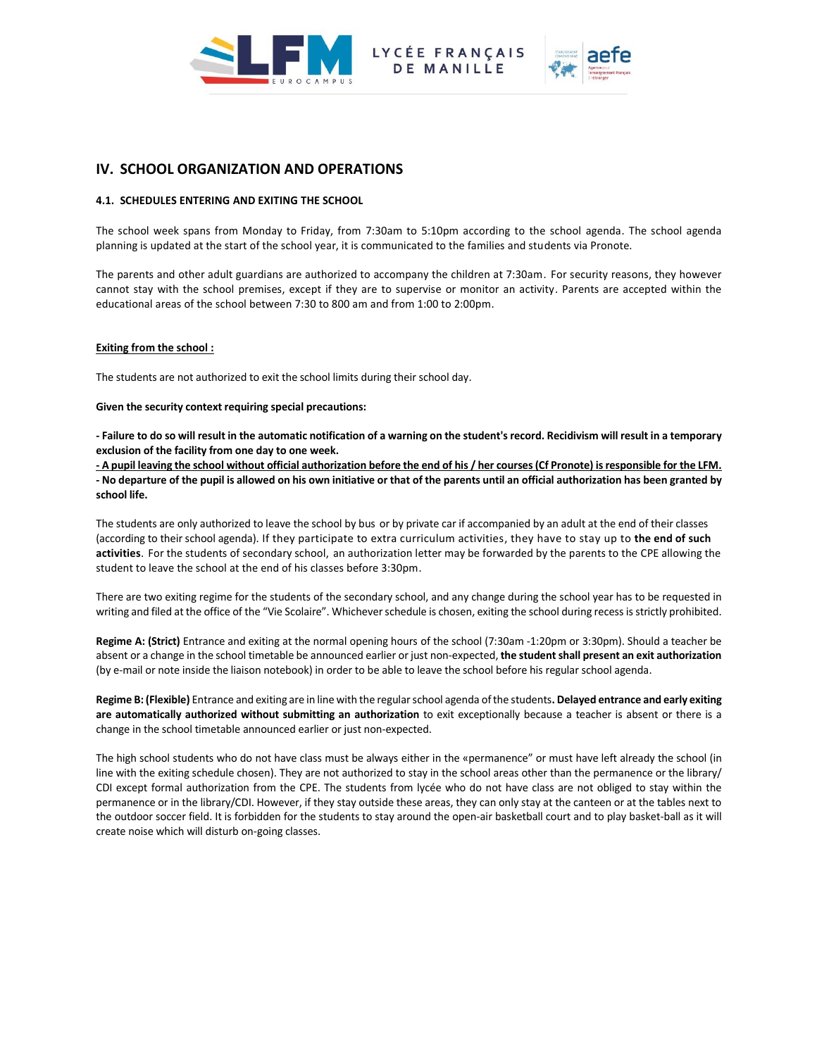## IV. SCHOOL ORGANIZATION AND OPERATIONS

### 4.1. SCHEDULES ENTERING AND EXITING THE SCHOOL

The school week spans from Monday to Friday, from 7:30am to 5:10pm according to the school agenda. The school agenda planning is updated at the start of the school year, it is communicated to the families and students via Pronote.

The parents and other adult guardians are authorized to accompany the children at 7:30am. For security reasons, they however cannot stay with the school premises, except if they are to supervise or monitor an activity. Parents are accepted within the educational areas of the school between 7:30 to 800 am and from 1:00 to 2:00pm.

**Exiting from the school :**

The students are not authorized to exit the school limits during their school day.

**Given the security context requiring special precautions:**

**- Failure to do so will result in the automatic notification of a warning on the student's record. Recidivism will result in a temporary exclusion of the facility from one day to one week.**

**- A pupil leaving the school without official authorization before the end of his / her courses (Cf Pronote) is responsible for the LFM.**

**- No departure of the pupil is allowed on his own initiative or that of the parents until an official authorization has been granted by school life.**

The students are only authorized to leave the school by bus or by private car if accompanied by an adult at the end of their classes (according to their school agenda). If they participate to extra curriculum activities, they have to stay up to **the end of such activities**. For the students of secondary school, an authorization letter may be forwarded by the parents to the CPE allowing the student to leave the school at the end of his classes before 3:30pm.

There are two exiting regime for the students of the secondary school, and any change during the school year has to be requested in writing and filed at the office of the "Vie Scolaire". Whichever schedule is chosen, exiting the school during recess is strictly prohibited.

**Regime A: (Strict)** Entrance and exiting at the normal opening hours of the school (7:30am -1:20pm or 3:30pm). Should a teacher be absent or a change in the school timetable be announced earlier or just non-expected, **the student shall present an exit authorization** (by e-mail or note inside the liaison notebook) in order to be able to leave the school before his regular school agenda.

**Regime B: (Flexible)** Entrance and exiting are in line with the regular school agenda of the students**. Delayed entrance and early exiting are automatically authorized without submitting an authorization** to exit exceptionally because a teacher is absent or there is a change in the school timetable announced earlier or just non-expected.

The high school students who do not have class must be always either in the «permanence" or must have left already the school (in line with the exiting schedule chosen). They are not authorized to stay in the school areas other than the permanence or the library/ CDI except formal authorization from the CPE. The students from lycée who do not have class are not obliged to stay within the permanence or in the library/CDI. However, if they stay outside these areas, they can only stay at the canteen or at the tables next to the outdoor soccer field. It is forbidden for the students to stay around the open-air basketball court and to play basket-ball as it will create noise which will disturb on-going classes.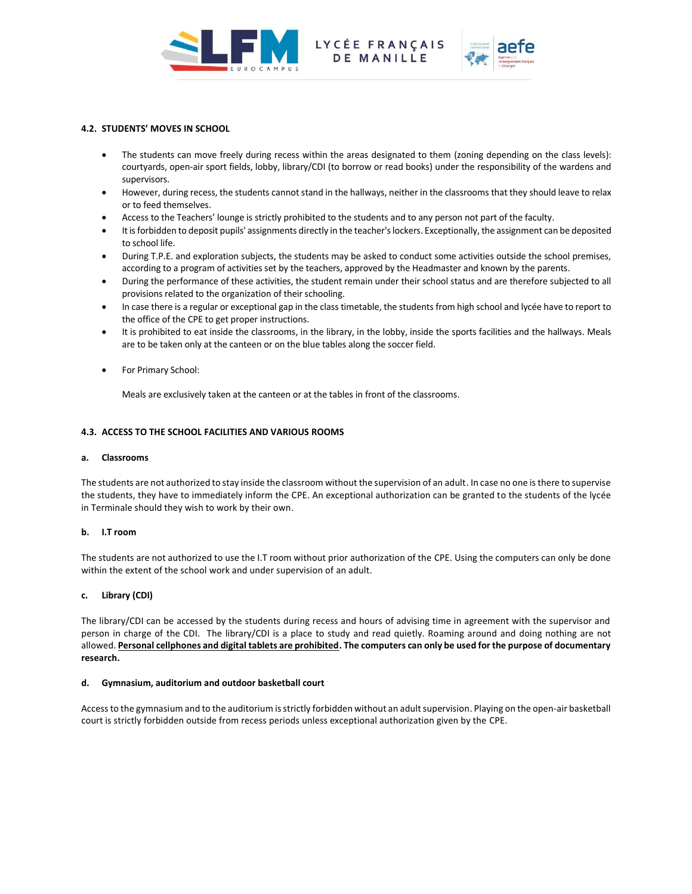## 4.2. STUDENTS' MOVES IN SCHOOL

- The students can move freely during recess within the areas designated to them (zoning depending on the class levels): courtyards, open-air sport fields, lobby, library/CDI (to borrow or read books) under the responsibility of the wardens and supervisors.
- However, during recess, the students cannot stand in the hallways, neither in the classrooms that they should leave to relax or to feed themselves.
- Access to the Teachers' lounge is strictly prohibited to the students and to any person not part of the faculty.
- It is forbidden to deposit pupils' assignments directly in the teacher's lockers. Exceptionally, the assignment can be deposited to school life.
- During T.P.E. and exploration subjects, the students may be asked to conduct some activities outside the school premises, according to a program of activities set by the teachers, approved by the Headmaster and known by the parents.
- During the performance of these activities, the student remain under their school status and are therefore subjected to all provisions related to the organization of their schooling.
- In case there is a regular or exceptional gap in the class timetable, the students from high school and lycée have to report to the office of the CPE to get proper instructions.
- It is prohibited to eat inside the classrooms, in the library, in the lobby, inside the sports facilities and the hallways. Meals are to be taken only at the canteen or on the blue tables along the soccer field.
- For Primary School:

  Meals are exclusively taken at the canteen or at the tables in front of the classrooms.

## 4.3. ACCESS TO THE SCHOOL FACILITIES AND VARIOUS ROOMS

### a. Classrooms

The students are not authorized to stay inside the classroom without the supervision of an adult. In case no one is there to supervise the students, they have to immediately inform the CPE. An exceptional authorization can be granted to the students of the lycée in Terminale should they wish to work by their own.

### b. I.T room

The students are not authorized to use the I.T room without prior authorization of the CPE. Using the computers can only be done within the extent of the school work and under supervision of an adult.

### c. Library (CDI)

The library/CDI can be accessed by the students during recess and hours of advising time in agreement with the supervisor and person in charge of the CDI. The library/CDI is a place to study and read quietly. Roaming around and doing nothing are not allowed. **Personal cellphones and digital tablets are prohibited. The computers can only be used for the purpose of documentary research.**

### d. Gymnasium, auditorium and outdoor basketball court

Access to the gymnasium and to the auditorium is strictly forbidden without an adult supervision. Playing on the open-air basketball court is strictly forbidden outside from recess periods unless exceptional authorization given by the CPE.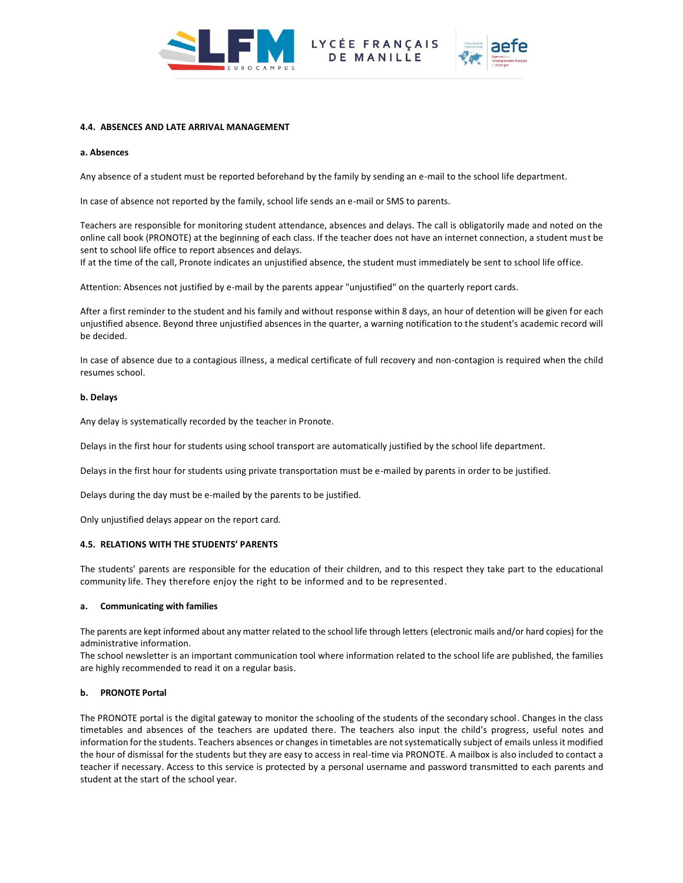### 4.4. ABSENCES AND LATE ARRIVAL MANAGEMENT

**a. Absences**

Any absence of a student must be reported beforehand by the family by sending an e-mail to the school life department.

In case of absence not reported by the family, school life sends an e-mail or SMS to parents.

Teachers are responsible for monitoring student attendance, absences and delays. The call is obligatorily made and noted on the online call book (PRONOTE) at the beginning of each class. If the teacher does not have an internet connection, a student must be sent to school life office to report absences and delays.
If at the time of the call, Pronote indicates an unjustified absence, the student must immediately be sent to school life office.

Attention: Absences not justified by e-mail by the parents appear "unjustified" on the quarterly report cards.

After a first reminder to the student and his family and without response within 8 days, an hour of detention will be given for each unjustified absence. Beyond three unjustified absences in the quarter, a warning notification to the student's academic record will be decided.

In case of absence due to a contagious illness, a medical certificate of full recovery and non-contagion is required when the child resumes school.

**b. Delays**

Any delay is systematically recorded by the teacher in Pronote.

Delays in the first hour for students using school transport are automatically justified by the school life department.

Delays in the first hour for students using private transportation must be e-mailed by parents in order to be justified.

Delays during the day must be e-mailed by the parents to be justified.

Only unjustified delays appear on the report card.

### 4.5. RELATIONS WITH THE STUDENTS' PARENTS

The students' parents are responsible for the education of their children, and to this respect they take part to the educational community life. They therefore enjoy the right to be informed and to be represented.

**a. Communicating with families**

The parents are kept informed about any matter related to the school life through letters (electronic mails and/or hard copies) for the administrative information.
The school newsletter is an important communication tool where information related to the school life are published, the families are highly recommended to read it on a regular basis.

**b. PRONOTE Portal**

The PRONOTE portal is the digital gateway to monitor the schooling of the students of the secondary school. Changes in the class timetables and absences of the teachers are updated there. The teachers also input the child's progress, useful notes and information for the students. Teachers absences or changes in timetables are not systematically subject of emails unless it modified the hour of dismissal for the students but they are easy to access in real-time via PRONOTE. A mailbox is also included to contact a teacher if necessary. Access to this service is protected by a personal username and password transmitted to each parents and student at the start of the school year.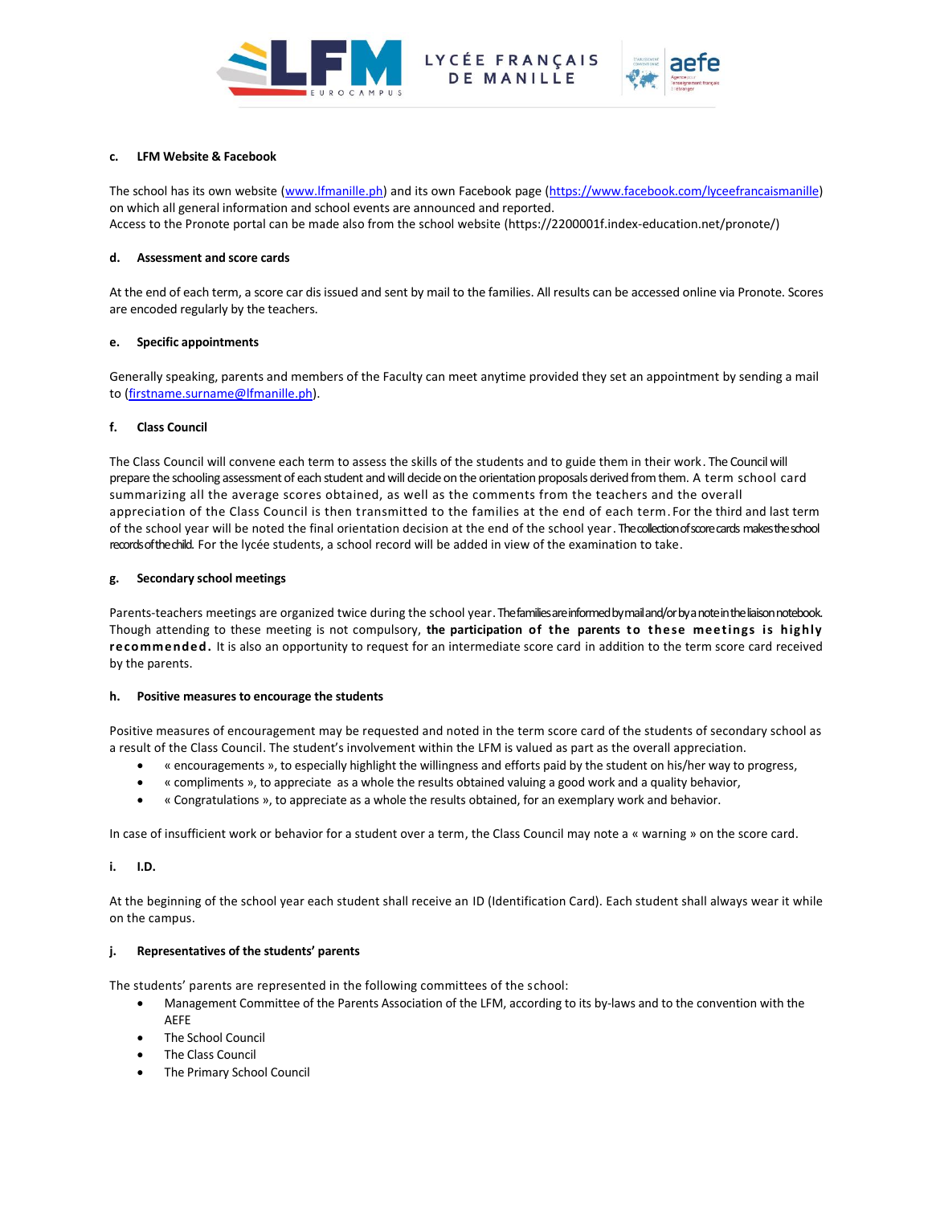#### c. LFM Website & Facebook

The school has its own website (www.lfmanille.ph) and its own Facebook page (https://www.facebook.com/lyceefrancaismanille) on which all general information and school events are announced and reported.
Access to the Pronote portal can be made also from the school website (https://2200001f.index-education.net/pronote/)

#### d. Assessment and score cards

At the end of each term, a score car dis issued and sent by mail to the families. All results can be accessed online via Pronote. Scores are encoded regularly by the teachers.

#### e. Specific appointments

Generally speaking, parents and members of the Faculty can meet anytime provided they set an appointment by sending a mail to (firstname.surname@lfmanille.ph).

#### f. Class Council

The Class Council will convene each term to assess the skills of the students and to guide them in their work. The Council will prepare the schooling assessment of each student and will decide on the orientation proposals derived from them. A term school card summarizing all the average scores obtained, as well as the comments from the teachers and the overall appreciation of the Class Council is then transmitted to the families at the end of each term. For the third and last term of the school year will be noted the final orientation decision at the end of the school year. The collection of score cards makes the school records of the child. For the lycée students, a school record will be added in view of the examination to take.

#### g. Secondary school meetings

Parents-teachers meetings are organized twice during the school year. The families are informed by mail and/or by a note in the liaison notebook. Though attending to these meeting is not compulsory, **the participation of the parents to these meetings is highly recommended.** It is also an opportunity to request for an intermediate score card in addition to the term score card received by the parents.

#### h. Positive measures to encourage the students

Positive measures of encouragement may be requested and noted in the term score card of the students of secondary school as a result of the Class Council. The student's involvement within the LFM is valued as part as the overall appreciation.

- « encouragements », to especially highlight the willingness and efforts paid by the student on his/her way to progress,
- « compliments », to appreciate as a whole the results obtained valuing a good work and a quality behavior,
- « Congratulations », to appreciate as a whole the results obtained, for an exemplary work and behavior.

In case of insufficient work or behavior for a student over a term, the Class Council may note a « warning » on the score card.

#### i. I.D.

At the beginning of the school year each student shall receive an ID (Identification Card). Each student shall always wear it while on the campus.

#### j. Representatives of the students' parents

The students' parents are represented in the following committees of the school:

- Management Committee of the Parents Association of the LFM, according to its by-laws and to the convention with the AEFE
- The School Council
- The Class Council
- The Primary School Council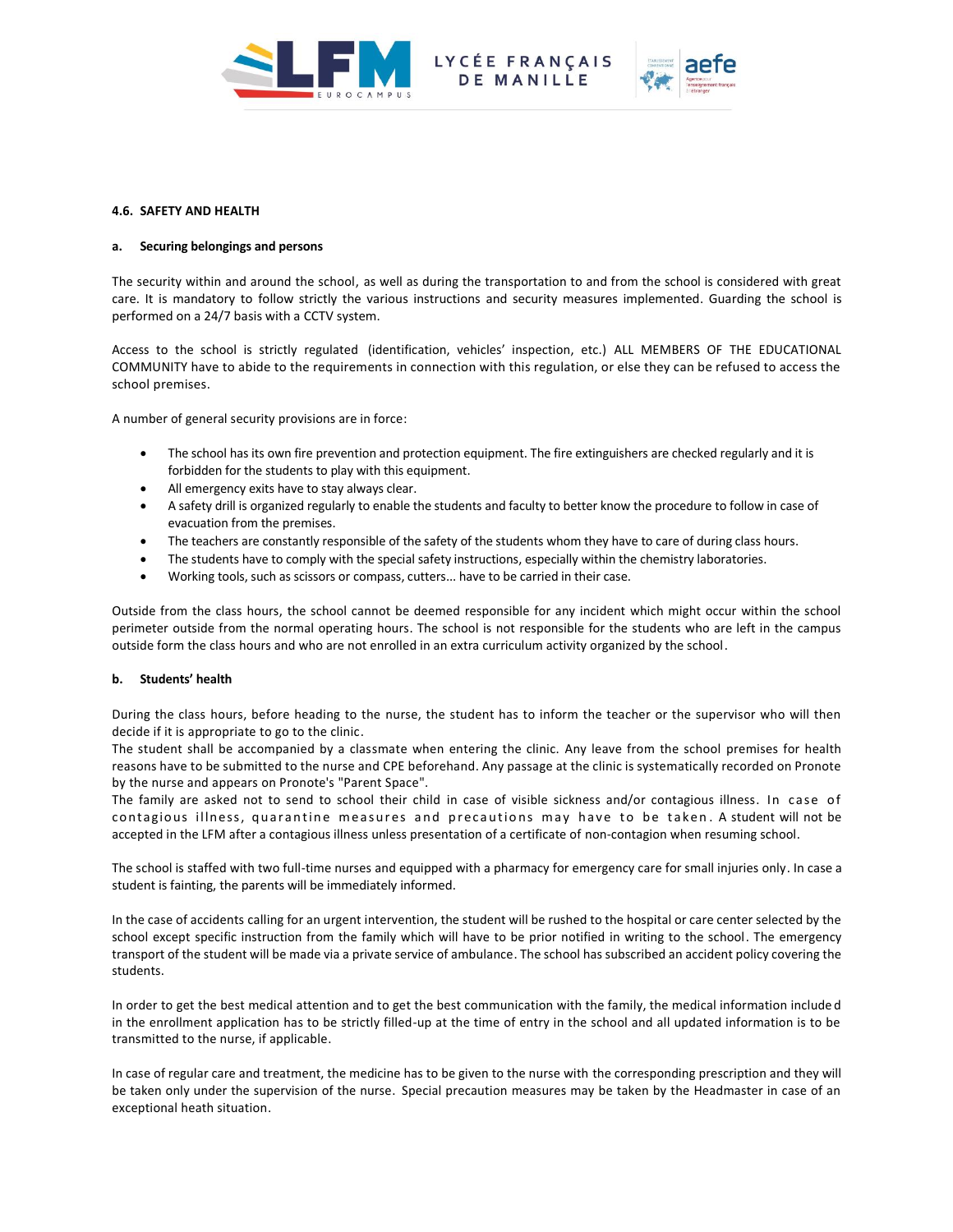#### 4.6. SAFETY AND HEALTH

##### a. Securing belongings and persons

The security within and around the school, as well as during the transportation to and from the school is considered with great care. It is mandatory to follow strictly the various instructions and security measures implemented. Guarding the school is performed on a 24/7 basis with a CCTV system.

Access to the school is strictly regulated (identification, vehicles' inspection, etc.) ALL MEMBERS OF THE EDUCATIONAL COMMUNITY have to abide to the requirements in connection with this regulation, or else they can be refused to access the school premises.

A number of general security provisions are in force:

- The school has its own fire prevention and protection equipment. The fire extinguishers are checked regularly and it is forbidden for the students to play with this equipment.
- All emergency exits have to stay always clear.
- A safety drill is organized regularly to enable the students and faculty to better know the procedure to follow in case of evacuation from the premises.
- The teachers are constantly responsible of the safety of the students whom they have to care of during class hours.
- The students have to comply with the special safety instructions, especially within the chemistry laboratories.
- Working tools, such as scissors or compass, cutters... have to be carried in their case.

Outside from the class hours, the school cannot be deemed responsible for any incident which might occur within the school perimeter outside from the normal operating hours. The school is not responsible for the students who are left in the campus outside form the class hours and who are not enrolled in an extra curriculum activity organized by the school.

##### b. Students' health

During the class hours, before heading to the nurse, the student has to inform the teacher or the supervisor who will then decide if it is appropriate to go to the clinic.
The student shall be accompanied by a classmate when entering the clinic. Any leave from the school premises for health reasons have to be submitted to the nurse and CPE beforehand. Any passage at the clinic is systematically recorded on Pronote by the nurse and appears on Pronote's "Parent Space".
The family are asked not to send to school their child in case of visible sickness and/or contagious illness. In case of contagious illness, quarantine measures and precautions may have to be taken. A student will not be accepted in the LFM after a contagious illness unless presentation of a certificate of non-contagion when resuming school.

The school is staffed with two full-time nurses and equipped with a pharmacy for emergency care for small injuries only. In case a student is fainting, the parents will be immediately informed.

In the case of accidents calling for an urgent intervention, the student will be rushed to the hospital or care center selected by the school except specific instruction from the family which will have to be prior notified in writing to the school. The emergency transport of the student will be made via a private service of ambulance. The school has subscribed an accident policy covering the students.

In order to get the best medical attention and to get the best communication with the family, the medical information included in the enrollment application has to be strictly filled-up at the time of entry in the school and all updated information is to be transmitted to the nurse, if applicable.

In case of regular care and treatment, the medicine has to be given to the nurse with the corresponding prescription and they will be taken only under the supervision of the nurse. Special precaution measures may be taken by the Headmaster in case of an exceptional heath situation.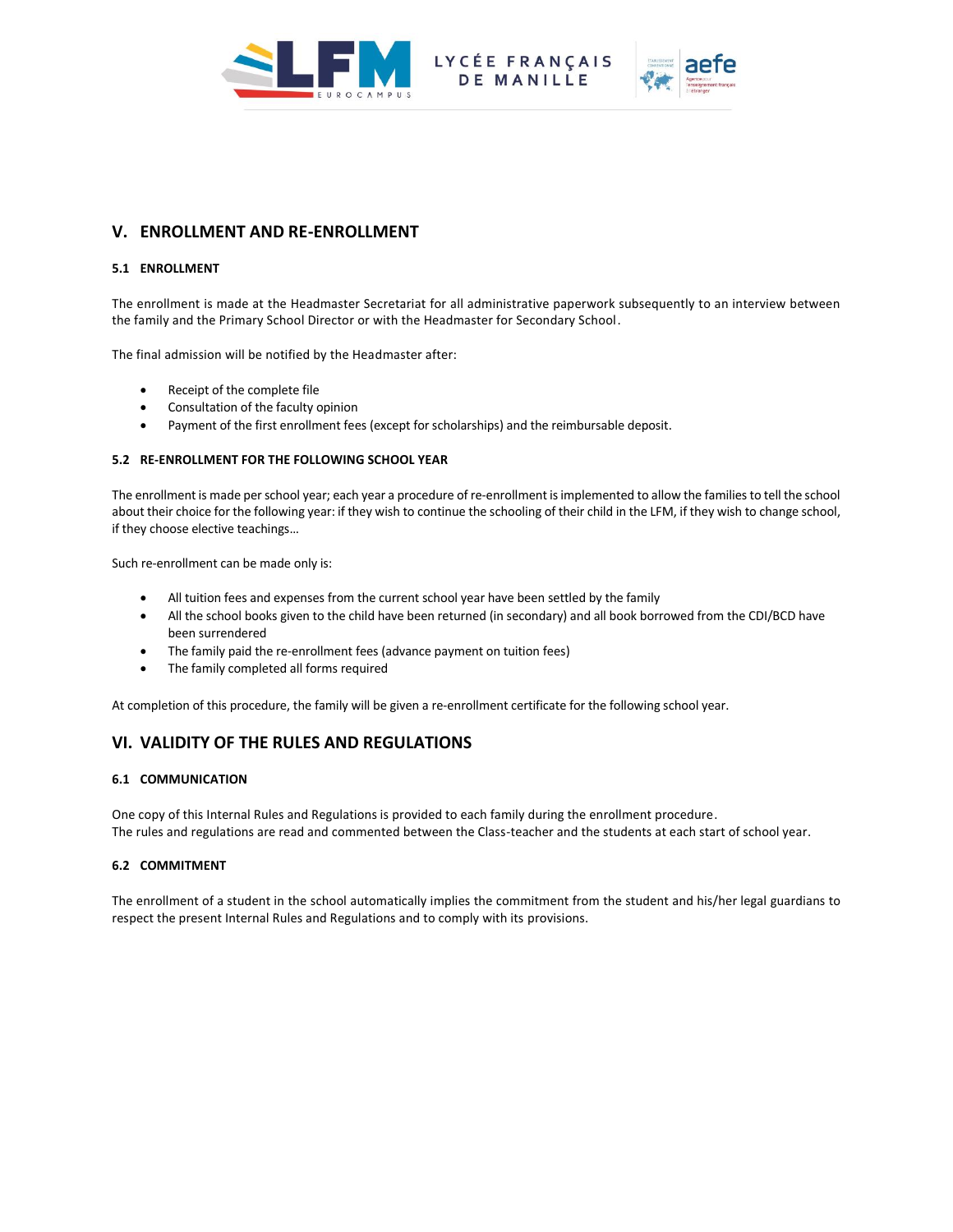## V. ENROLLMENT AND RE-ENROLLMENT

### 5.1 ENROLLMENT

The enrollment is made at the Headmaster Secretariat for all administrative paperwork subsequently to an interview between the family and the Primary School Director or with the Headmaster for Secondary School.

The final admission will be notified by the Headmaster after:

- Receipt of the complete file
- Consultation of the faculty opinion
- Payment of the first enrollment fees (except for scholarships) and the reimbursable deposit.

### 5.2 RE-ENROLLMENT FOR THE FOLLOWING SCHOOL YEAR

The enrollment is made per school year; each year a procedure of re-enrollment is implemented to allow the families to tell the school about their choice for the following year: if they wish to continue the schooling of their child in the LFM, if they wish to change school, if they choose elective teachings…

Such re-enrollment can be made only is:

- All tuition fees and expenses from the current school year have been settled by the family
- All the school books given to the child have been returned (in secondary) and all book borrowed from the CDI/BCD have been surrendered
- The family paid the re-enrollment fees (advance payment on tuition fees)
- The family completed all forms required

At completion of this procedure, the family will be given a re-enrollment certificate for the following school year.

## VI. VALIDITY OF THE RULES AND REGULATIONS

### 6.1 COMMUNICATION

One copy of this Internal Rules and Regulations is provided to each family during the enrollment procedure.
The rules and regulations are read and commented between the Class-teacher and the students at each start of school year.

### 6.2 COMMITMENT

The enrollment of a student in the school automatically implies the commitment from the student and his/her legal guardians to respect the present Internal Rules and Regulations and to comply with its provisions.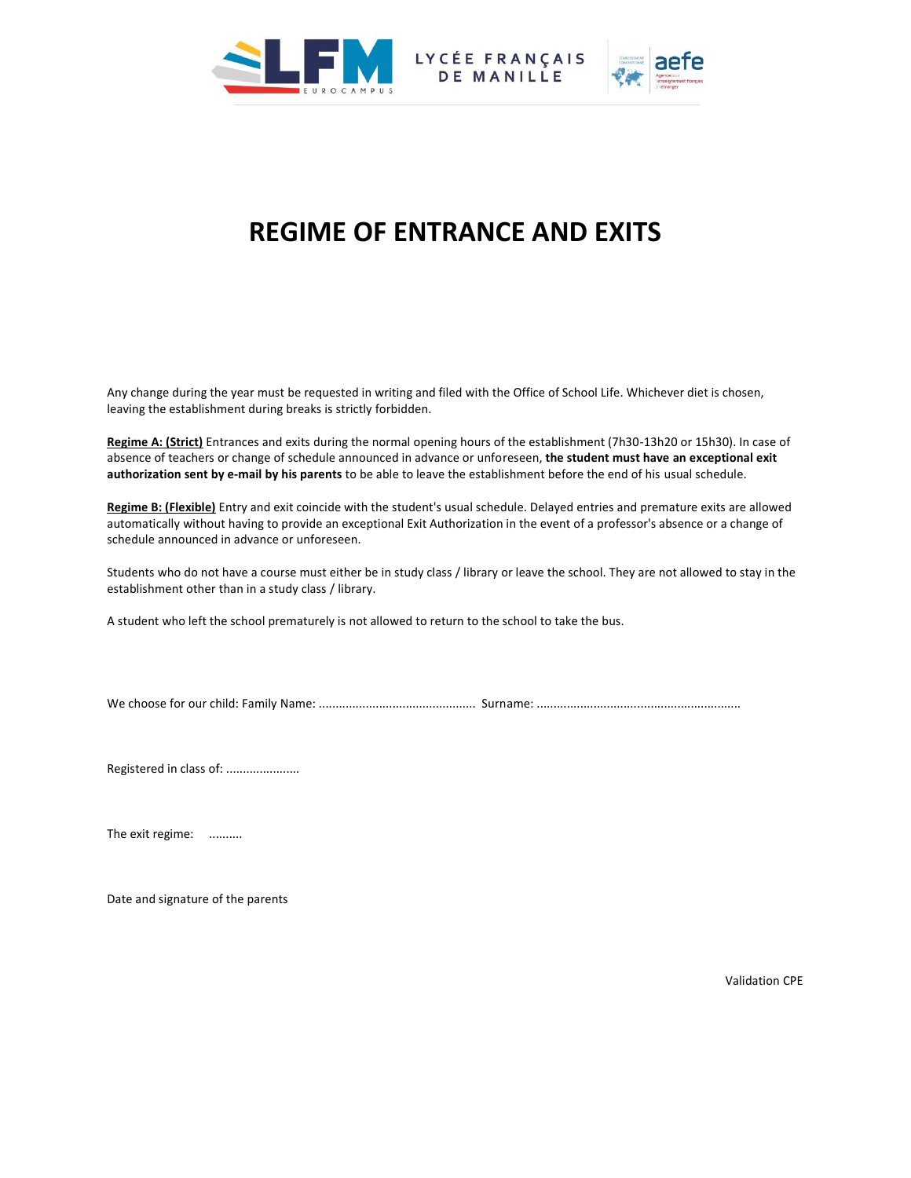# REGIME OF ENTRANCE AND EXITS

Any change during the year must be requested in writing and filed with the Office of School Life. Whichever diet is chosen, leaving the establishment during breaks is strictly forbidden.

**Regime A: (Strict)** Entrances and exits during the normal opening hours of the establishment (7h30-13h20 or 15h30). In case of absence of teachers or change of schedule announced in advance or unforeseen, **the student must have an exceptional exit authorization sent by e-mail by his parents** to be able to leave the establishment before the end of his usual schedule.

**Regime B: (Flexible)** Entry and exit coincide with the student's usual schedule. Delayed entries and premature exits are allowed automatically without having to provide an exceptional Exit Authorization in the event of a professor's absence or a change of schedule announced in advance or unforeseen.

Students who do not have a course must either be in study class / library or leave the school. They are not allowed to stay in the establishment other than in a study class / library.

A student who left the school prematurely is not allowed to return to the school to take the bus.

We choose for our child: Family Name: .............................................. Surname: ............................................................

Registered in class of: ......................

The exit regime: ..........

Date and signature of the parents

Validation CPE